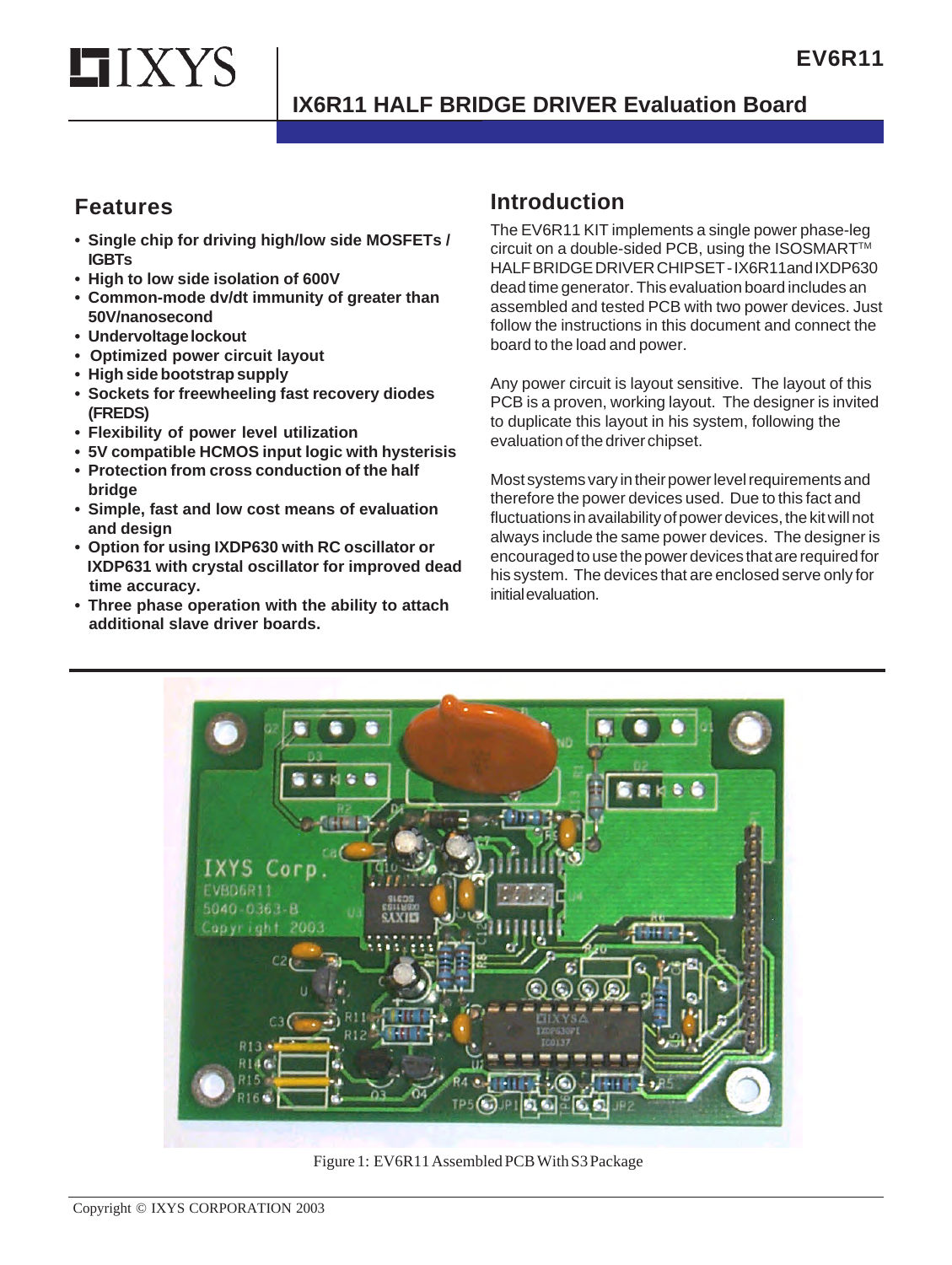# IX6R11 HALF BRIDGE DRIVER Evaluation Board

EV6R11

## Features

- **Single chip for driving high/low side MOSFETs / IGBTs**
- **High to low side isolation of 600V**
- **Common-mode dv/dt immunity of greater than 50V/nanosecond**
- **Undervoltage lockout**
- **Optimized power circuit layout**
- **High side bootstrap supply**
- **Sockets for freewheeling fast recovery diodes (FREDS)**
- **Flexibility of power level utilization**
- **5V compatible HCMOS input logic with hysterisis**
- **Protection from cross conduction of the half bridge**
- **Simple, fast and low cost means of evaluation and design**
- **Option for using IXDP630 with RC oscillator or IXDP631 with crystal oscillator for improved dead time accuracy.**
- **Three phase operation with the ability to attach additional slave driver boards.**

## Introduction

The EV6R11 KIT implements a single power phase-leg circuit on a double-sided PCB, using the ISOSMART™ HALF BRIDGE DRIVER CHIPSET - IX6R11and IXDP630 dead time generator. This evaluation board includes an assembled and tested PCB with two power devices. Just follow the instructions in this document and connect the board to the load and power.

Any power circuit is layout sensitive. The layout of this PCB is a proven, working layout. The designer is invited to duplicate this layout in his system, following the evaluation of the driver chipset.

Most systems vary in their power level requirements and therefore the power devices used. Due to this fact and fluctuations in availability of power devices, the kit will not always include the same power devices. The designer is encouraged to use the power devices that are required for his system. The devices that are enclosed serve only for initial evaluation.

Figure 1: EV6R11 Assembled PCB With S3 Package

Copyright © IXYS CORPORATION 2003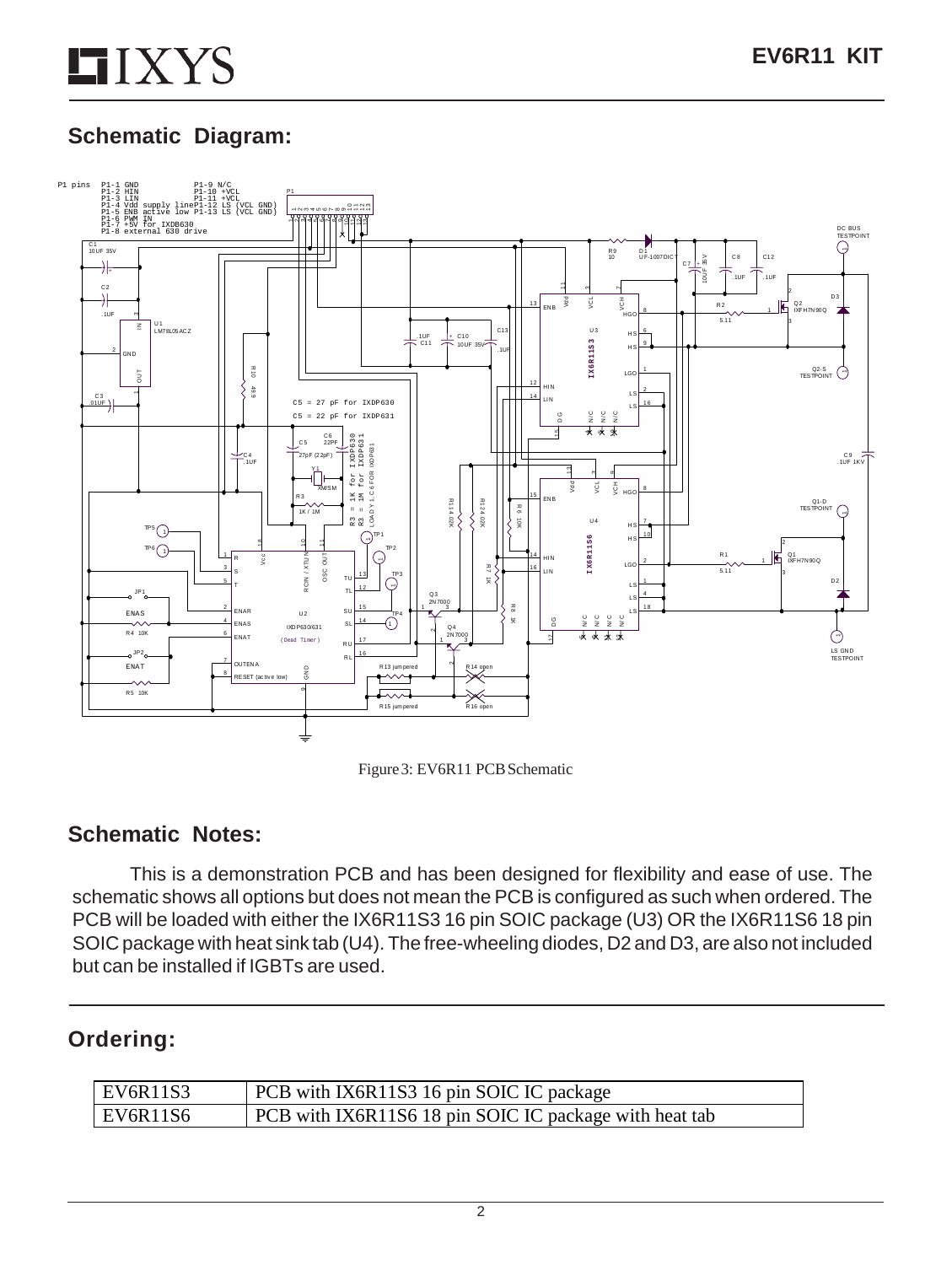## Schematic Diagram:

Figure 3: EV6R11 PCB Schematic

## Schematic Notes:

This is a demonstration PCB and has been designed for flexibility and ease of use. The schematic shows all options but does not mean the PCB is configured as such when ordered. The PCB will be loaded with either the IX6R11S3 16 pin SOIC package (U3) OR the IX6R11S6 18 pin SOIC package with heat sink tab (U4). The free-wheeling diodes, D2 and D3, are also not included but can be installed if IGBTs are used.

## Ordering:

| | |
|---|---|
| EV6R11S3 | PCB with IX6R11S3 16 pin SOIC IC package |
| EV6R11S6 | PCB with IX6R11S6 18 pin SOIC IC package with heat tab |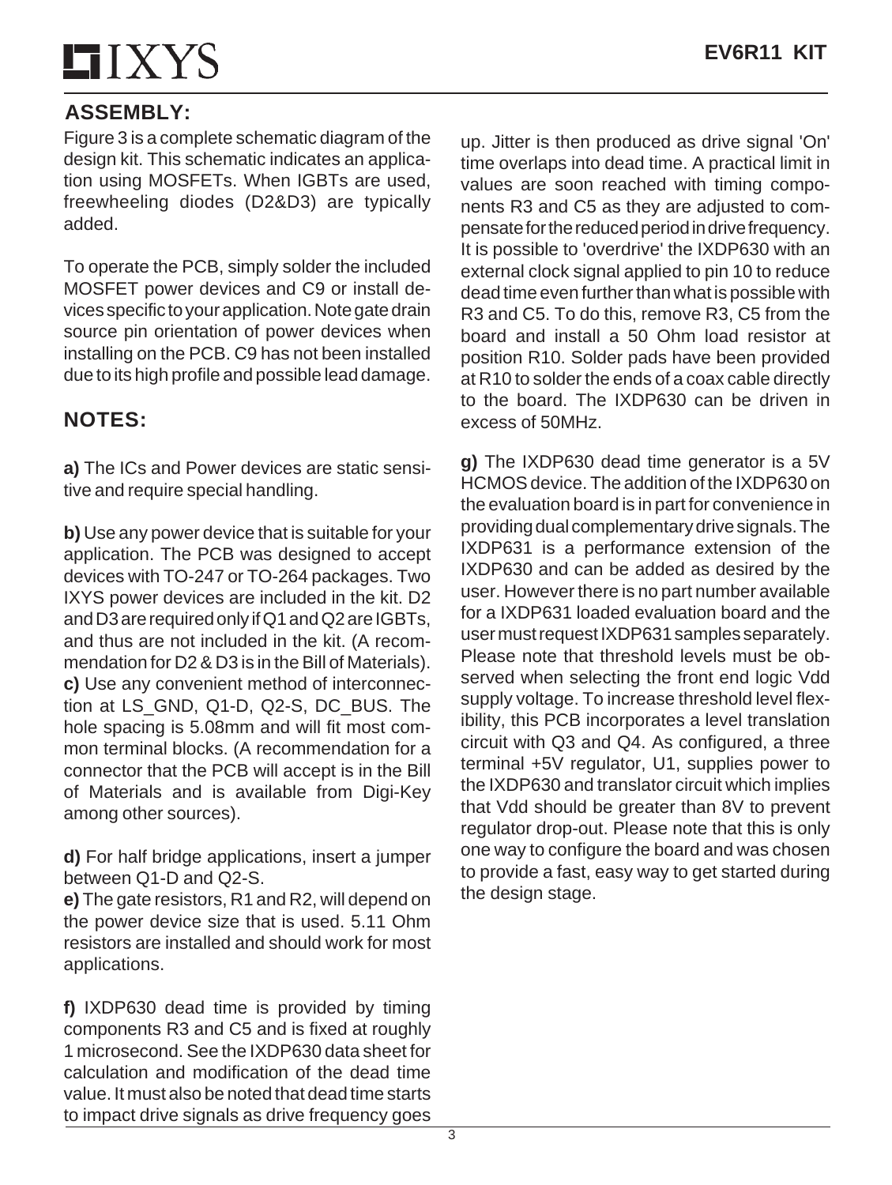## ASSEMBLY:

Figure 3 is a complete schematic diagram of the design kit. This schematic indicates an application using MOSFETs. When IGBTs are used, freewheeling diodes (D2&D3) are typically added.

To operate the PCB, simply solder the included MOSFET power devices and C9 or install devices specific to your application. Note gate drain source pin orientation of power devices when installing on the PCB. C9 has not been installed due to its high profile and possible lead damage.

## NOTES:

**a)** The ICs and Power devices are static sensitive and require special handling.

**b)** Use any power device that is suitable for your application. The PCB was designed to accept devices with TO-247 or TO-264 packages. Two IXYS power devices are included in the kit. D2 and D3 are required only if Q1 and Q2 are IGBTs, and thus are not included in the kit. (A recommendation for D2 & D3 is in the Bill of Materials).

**c)** Use any convenient method of interconnection at LS_GND, Q1-D, Q2-S, DC_BUS. The hole spacing is 5.08mm and will fit most common terminal blocks. (A recommendation for a connector that the PCB will accept is in the Bill of Materials and is available from Digi-Key among other sources).

**d)** For half bridge applications, insert a jumper between Q1-D and Q2-S.

**e)** The gate resistors, R1 and R2, will depend on the power device size that is used. 5.11 Ohm resistors are installed and should work for most applications.

**f)** IXDP630 dead time is provided by timing components R3 and C5 and is fixed at roughly 1 microsecond. See the IXDP630 data sheet for calculation and modification of the dead time value. It must also be noted that dead time starts to impact drive signals as drive frequency goes up. Jitter is then produced as drive signal 'On' time overlaps into dead time. A practical limit in values are soon reached with timing components R3 and C5 as they are adjusted to compensate for the reduced period in drive frequency. It is possible to 'overdrive' the IXDP630 with an external clock signal applied to pin 10 to reduce dead time even further than what is possible with R3 and C5. To do this, remove R3, C5 from the board and install a 50 Ohm load resistor at position R10. Solder pads have been provided at R10 to solder the ends of a coax cable directly to the board. The IXDP630 can be driven in excess of 50MHz.

**g)** The IXDP630 dead time generator is a 5V HCMOS device. The addition of the IXDP630 on the evaluation board is in part for convenience in providing dual complementary drive signals. The IXDP631 is a performance extension of the IXDP630 and can be added as desired by the user. However there is no part number available for a IXDP631 loaded evaluation board and the user must request IXDP631 samples separately. Please note that threshold levels must be observed when selecting the front end logic Vdd supply voltage. To increase threshold level flexibility, this PCB incorporates a level translation circuit with Q3 and Q4. As configured, a three terminal +5V regulator, U1, supplies power to the IXDP630 and translator circuit which implies that Vdd should be greater than 8V to prevent regulator drop-out. Please note that this is only one way to configure the board and was chosen to provide a fast, easy way to get started during the design stage.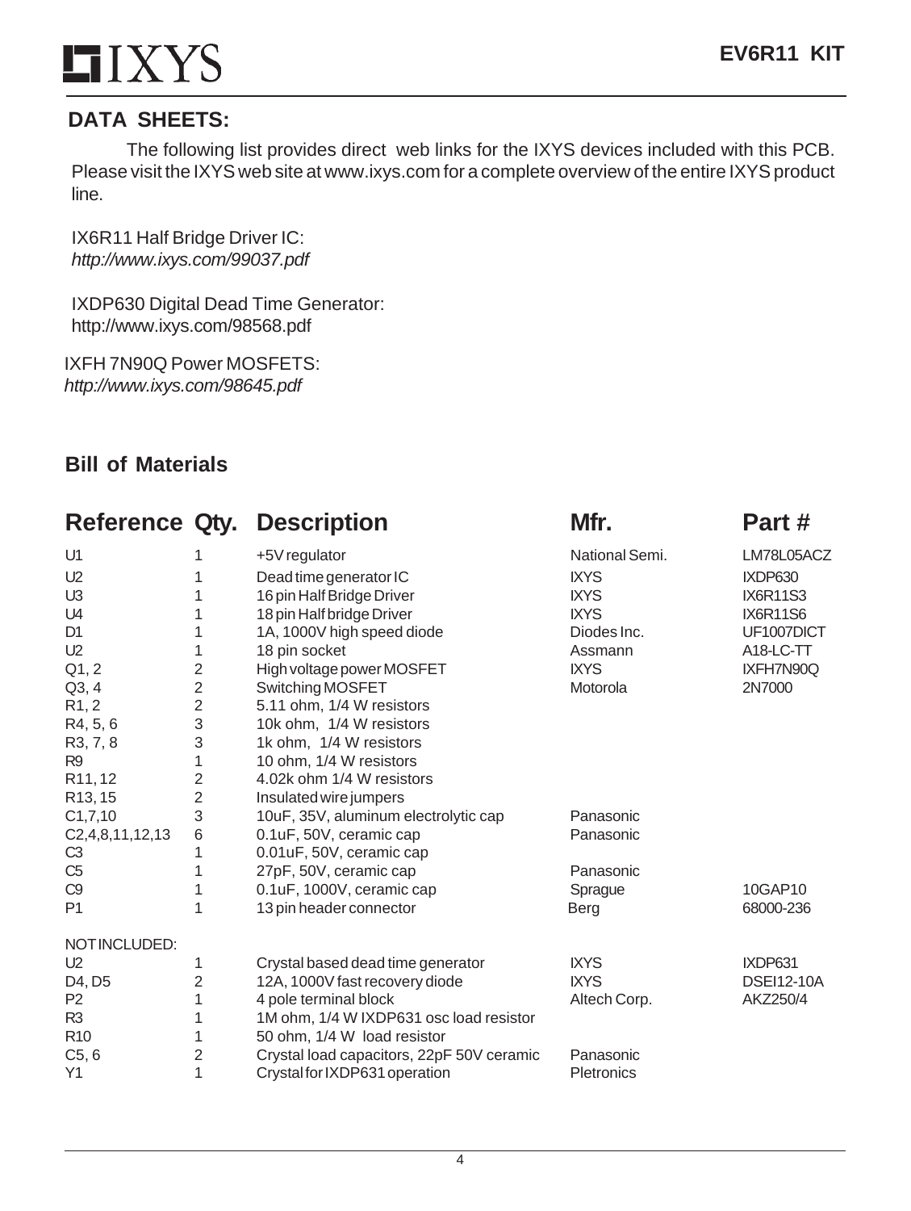## DATA SHEETS:

The following list provides direct web links for the IXYS devices included with this PCB. Please visit the IXYS web site at www.ixys.com for a complete overview of the entire IXYS product line.

IX6R11 Half Bridge Driver IC:
*http://www.ixys.com/99037.pdf*

IXDP630 Digital Dead Time Generator:
http://www.ixys.com/98568.pdf

IXFH 7N90Q Power MOSFETS:
*http://www.ixys.com/98645.pdf*

## Bill of Materials

| Reference | Qty. | Description | Mfr. | Part # |
|---|---|---|---|---|
| U1 | 1 | +5V regulator | National Semi. | LM78L05ACZ |
| U2 | 1 | Dead time generator IC | IXYS | IXDP630 |
| U3 | 1 | 16 pin Half Bridge Driver | IXYS | IX6R11S3 |
| U4 | 1 | 18 pin Half bridge Driver | IXYS | IX6R11S6 |
| D1 | 1 | 1A, 1000V high speed diode | Diodes Inc. | UF1007DICT |
| U2 | 1 | 18 pin socket | Assmann | A18-LC-TT |
| Q1, 2 | 2 | High voltage power MOSFET | IXYS | IXFH7N90Q |
| Q3, 4 | 2 | Switching MOSFET | Motorola | 2N7000 |
| R1, 2 | 2 | 5.11 ohm, 1/4 W resistors | | |
| R4, 5, 6 | 3 | 10k ohm, 1/4 W resistors | | |
| R3, 7, 8 | 3 | 1k ohm, 1/4 W resistors | | |
| R9 | 1 | 10 ohm, 1/4 W resistors | | |
| R11, 12 | 2 | 4.02k ohm 1/4 W resistors | | |
| R13, 15 | 2 | Insulated wire jumpers | | |
| C1,7,10 | 3 | 10uF, 35V, aluminum electrolytic cap | Panasonic | |
| C2,4,8,11,12,13 | 6 | 0.1uF, 50V, ceramic cap | Panasonic | |
| C3 | 1 | 0.01uF, 50V, ceramic cap | | |
| C5 | 1 | 27pF, 50V, ceramic cap | Panasonic | |
| C9 | 1 | 0.1uF, 1000V, ceramic cap | Sprague | 10GAP10 |
| P1 | 1 | 13 pin header connector | Berg | 68000-236 |
| NOT INCLUDED: | | | | |
| U2 | 1 | Crystal based dead time generator | IXYS | IXDP631 |
| D4, D5 | 2 | 12A, 1000V fast recovery diode | IXYS | DSEI12-10A |
| P2 | 1 | 4 pole terminal block | Altech Corp. | AKZ250/4 |
| R3 | 1 | 1M ohm, 1/4 W IXDP631 osc load resistor | | |
| R10 | 1 | 50 ohm, 1/4 W load resistor | | |
| C5, 6 | 2 | Crystal load capacitors, 22pF 50V ceramic | Panasonic | |
| Y1 | 1 | Crystal for IXDP631 operation | Pletronics | |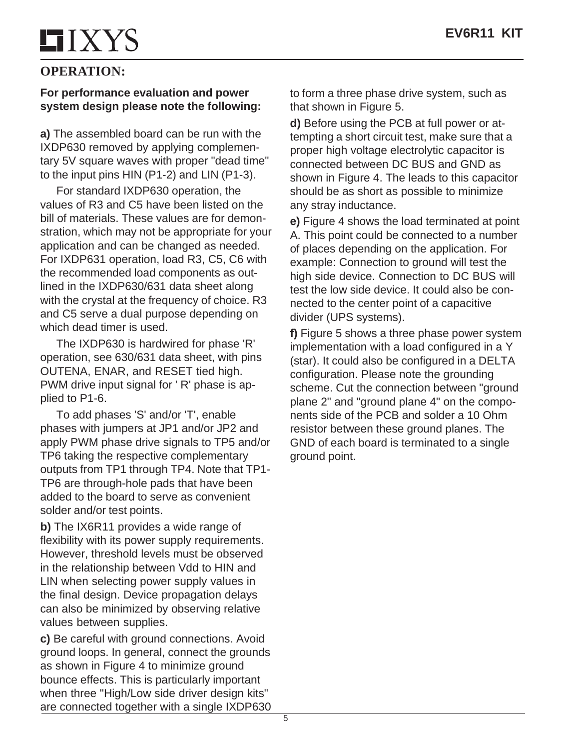## OPERATION:

**For performance evaluation and power system design please note the following:**

**a)** The assembled board can be run with the IXDP630 removed by applying complementary 5V square waves with proper "dead time" to the input pins HIN (P1-2) and LIN (P1-3).

For standard IXDP630 operation, the values of R3 and C5 have been listed on the bill of materials. These values are for demonstration, which may not be appropriate for your application and can be changed as needed. For IXDP631 operation, load R3, C5, C6 with the recommended load components as outlined in the IXDP630/631 data sheet along with the crystal at the frequency of choice. R3 and C5 serve a dual purpose depending on which dead timer is used.

The IXDP630 is hardwired for phase 'R' operation, see 630/631 data sheet, with pins OUTENA, ENAR, and RESET tied high. PWM drive input signal for ' R' phase is applied to P1-6.

To add phases 'S' and/or 'T', enable phases with jumpers at JP1 and/or JP2 and apply PWM phase drive signals to TP5 and/or TP6 taking the respective complementary outputs from TP1 through TP4. Note that TP1-TP6 are through-hole pads that have been added to the board to serve as convenient solder and/or test points.

**b)** The IX6R11 provides a wide range of flexibility with its power supply requirements. However, threshold levels must be observed in the relationship between Vdd to HIN and LIN when selecting power supply values in the final design. Device propagation delays can also be minimized by observing relative values between supplies.

**c)** Be careful with ground connections. Avoid ground loops. In general, connect the grounds as shown in Figure 4 to minimize ground bounce effects. This is particularly important when three "High/Low side driver design kits" are connected together with a single IXDP630 to form a three phase drive system, such as that shown in Figure 5.

**d)** Before using the PCB at full power or attempting a short circuit test, make sure that a proper high voltage electrolytic capacitor is connected between DC BUS and GND as shown in Figure 4. The leads to this capacitor should be as short as possible to minimize any stray inductance.

**e)** Figure 4 shows the load terminated at point A. This point could be connected to a number of places depending on the application. For example: Connection to ground will test the high side device. Connection to DC BUS will test the low side device. It could also be connected to the center point of a capacitive divider (UPS systems).

**f)** Figure 5 shows a three phase power system implementation with a load configured in a Y (star). It could also be configured in a DELTA configuration. Please note the grounding scheme. Cut the connection between "ground plane 2" and "ground plane 4" on the components side of the PCB and solder a 10 Ohm resistor between these ground planes. The GND of each board is terminated to a single ground point.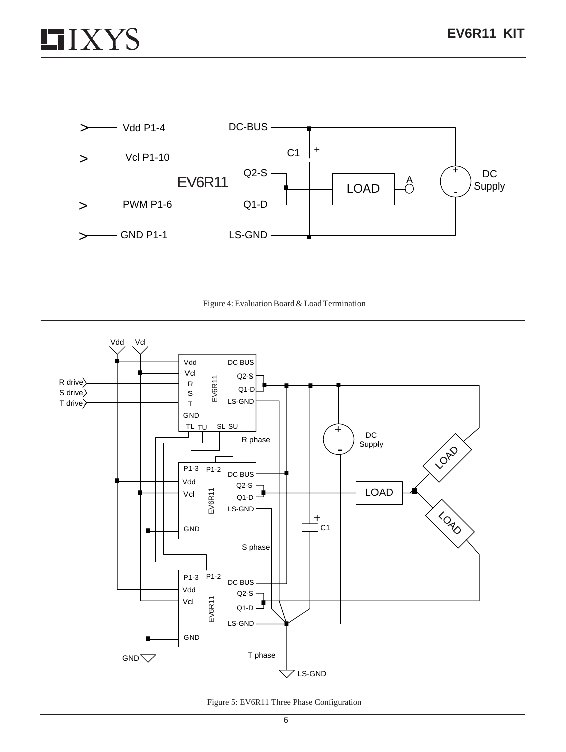Vdd P1-4

Vcl P1-10

PWM P1-6

GND P1-1

EV6R11

DC-BUS

Q2-S

Q1-D

LS-GND

C1

+

LOAD

A

+

-

DC
Supply

Figure 4: Evaluation Board & Load Termination

Vdd

Vcl

R drive

S drive

T drive

Vdd

Vcl

R

S

T

GND

TL TU SL SU

EV6R11

DC BUS

Q2-S

Q1-D

LS-GND

R phase

P1-3 P1-2

Vdd

Vcl

GND

EV6R11

DC BUS

Q2-S

Q1-D

LS-GND

S phase

P1-3 P1-2

Vdd

Vcl

GND

EV6R11

DC BUS

Q2-S

Q1-D

LS-GND

T phase

+

-

DC
Supply

+

C1

LOAD

LOAD

LOAD

GND

LS-GND

Figure 5: EV6R11 Three Phase Configuration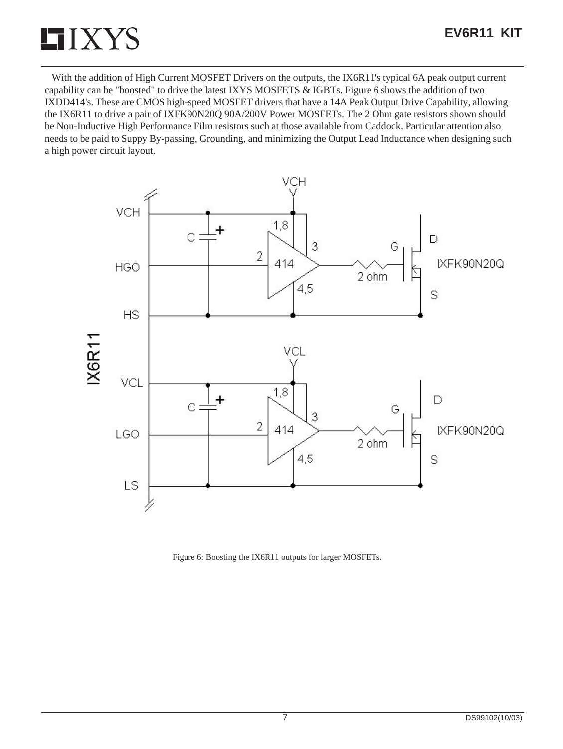With the addition of High Current MOSFET Drivers on the outputs, the IX6R11's typical 6A peak output current capability can be "boosted" to drive the latest IXYS MOSFETS & IGBTs. Figure 6 shows the addition of two IXDD414's. These are CMOS high-speed MOSFET drivers that have a 14A Peak Output Drive Capability, allowing the IX6R11 to drive a pair of IXFK90N20Q 90A/200V Power MOSFETs. The 2 Ohm gate resistors shown should be Non-Inductive High Performance Film resistors such at those available from Caddock. Particular attention also needs to be paid to Suppy By-passing, Grounding, and minimizing the Output Lead Inductance when designing such a high power circuit layout.

IX6R11
VCH
HGO
HS
VCL
LGO
LS
C
VCH
VCL
1,8
2
3
414
4,5
2 ohm
G
D
S
IXFK90N20Q

Figure 6: Boosting the IX6R11 outputs for larger MOSFETs.